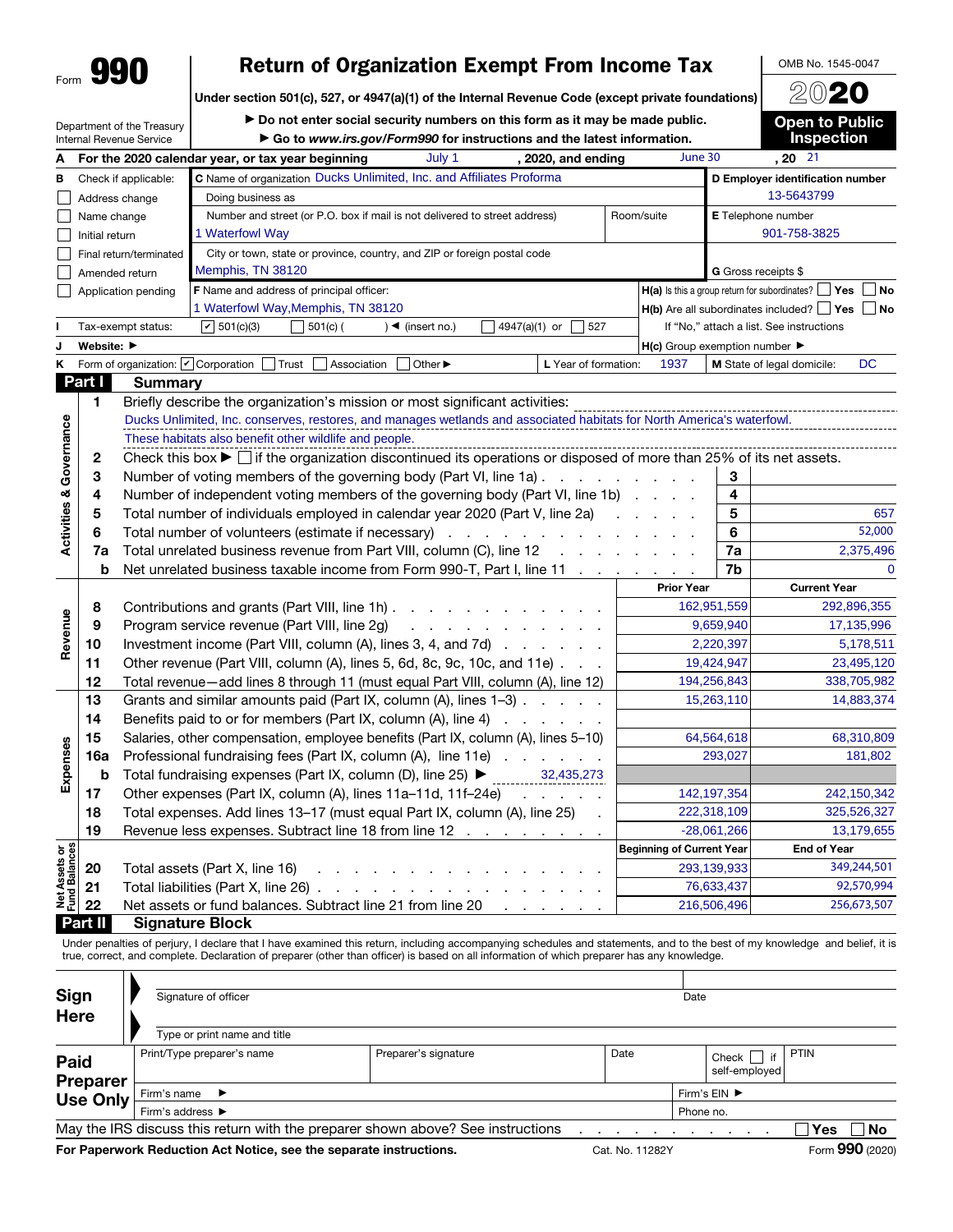Form **990**

# Return of Organization Exempt From Income Tax

**Under section 501(c), 527, or 4947(a)(1) of the Internal Revenue Code (except private foundations)**

► Do not enter social security numbers on this form as it may be made public.

► Go to *www.irs.gov/Form990* for instructions and the latest information.

Department of the Treasury
Internal Revenue Service

OMB No. 1545-0047

**2020**

**Open to Public Inspection**

**A** For the 2020 calendar year, or tax year beginning July 1, 2020, and ending June 30, 20 21

**B** Check if applicable:
- ☐ Address change
- ☐ Name change
- ☐ Initial return
- ☐ Final return/terminated
- ☐ Amended return
- ☐ Application pending

**C** Name of organization: Ducks Unlimited, Inc. and Affiliates Proforma

Doing business as

Number and street (or P.O. box if mail is not delivered to street address): 1 Waterfowl Way | Room/suite

City or town, state or province, country, and ZIP or foreign postal code: Memphis, TN 38120

**D** Employer identification number: 13-5643799

**E** Telephone number: 901-758-3825

**G** Gross receipts $

**F** Name and address of principal officer: 1 Waterfowl Way,Memphis, TN 38120

**H(a)** Is this a group return for subordinates? ☐ Yes ☐ No

**H(b)** Are all subordinates included? ☐ Yes ☐ No
If "No," attach a list. See instructions

**I** Tax-exempt status: ☑ 501(c)(3) ☐ 501(c) ( ) ◄ (insert no.) ☐ 4947(a)(1) or ☐ 527

**J** Website: ►

**H(c)** Group exemption number ►

**K** Form of organization: ☑ Corporation ☐ Trust ☐ Association ☐ Other ►

**L** Year of formation: 1937

**M** State of legal domicile: DC

## Part I Summary

### Activities & Governance

1 Briefly describe the organization's mission or most significant activities:
Ducks Unlimited, Inc. conserves, restores, and manages wetlands and associated habitats for North America's waterfowl. These habitats also benefit other wildlife and people.

2 Check this box ► ☐ if the organization discontinued its operations or disposed of more than 25% of its net assets.

| | | | |
|---|---|---|---|
| 3 | Number of voting members of the governing body (Part VI, line 1a) | 3 | |
| 4 | Number of independent voting members of the governing body (Part VI, line 1b) | 4 | |
| 5 | Total number of individuals employed in calendar year 2020 (Part V, line 2a) | 5 | 657 |
| 6 | Total number of volunteers (estimate if necessary) | 6 | 52,000 |
| 7a | Total unrelated business revenue from Part VIII, column (C), line 12 | 7a | 2,375,496 |
| b | Net unrelated business taxable income from Form 990-T, Part I, line 11 | 7b | 0 |

### Revenue / Expenses

| | | Prior Year | Current Year |
|---|---|---|---|
| 8 | Contributions and grants (Part VIII, line 1h) | 162,951,559 | 292,896,355 |
| 9 | Program service revenue (Part VIII, line 2g) | 9,659,940 | 17,135,996 |
| 10 | Investment income (Part VIII, column (A), lines 3, 4, and 7d) | 2,220,397 | 5,178,511 |
| 11 | Other revenue (Part VIII, column (A), lines 5, 6d, 8c, 9c, 10c, and 11e) | 19,424,947 | 23,495,120 |
| 12 | Total revenue—add lines 8 through 11 (must equal Part VIII, column (A), line 12) | 194,256,843 | 338,705,982 |
| 13 | Grants and similar amounts paid (Part IX, column (A), lines 1–3) | 15,263,110 | 14,883,374 |
| 14 | Benefits paid to or for members (Part IX, column (A), line 4) | | |
| 15 | Salaries, other compensation, employee benefits (Part IX, column (A), lines 5–10) | 64,564,618 | 68,310,809 |
| 16a | Professional fundraising fees (Part IX, column (A), line 11e) | 293,027 | 181,802 |
| b | Total fundraising expenses (Part IX, column (D), line 25) ► 32,435,273 | | |
| 17 | Other expenses (Part IX, column (A), lines 11a–11d, 11f–24e) | 142,197,354 | 242,150,342 |
| 18 | Total expenses. Add lines 13–17 (must equal Part IX, column (A), line 25) | 222,318,109 | 325,526,327 |
| 19 | Revenue less expenses. Subtract line 18 from line 12 | -28,061,266 | 13,179,655 |

### Net Assets or Fund Balances

| | | Beginning of Current Year | End of Year |
|---|---|---|---|
| 20 | Total assets (Part X, line 16) | 293,139,933 | 349,244,501 |
| 21 | Total liabilities (Part X, line 26) | 76,633,437 | 92,570,994 |
| 22 | Net assets or fund balances. Subtract line 21 from line 20 | 216,506,496 | 256,673,507 |

## Part II Signature Block

Under penalties of perjury, I declare that I have examined this return, including accompanying schedules and statements, and to the best of my knowledge and belief, it is true, correct, and complete. Declaration of preparer (other than officer) is based on all information of which preparer has any knowledge.

**Sign Here**

Signature of officer | Date

Type or print name and title

**Paid Preparer Use Only**

| Print/Type preparer's name | Preparer's signature | Date | Check ☐ if self-employed | PTIN |
|---|---|---|---|---|
| Firm's name ► | | | Firm's EIN ► | |
| Firm's address ► | | | Phone no. | |

May the IRS discuss this return with the preparer shown above? See instructions ☐ Yes ☐ No

**For Paperwork Reduction Act Notice, see the separate instructions.** Cat. No. 11282Y Form **990** (2020)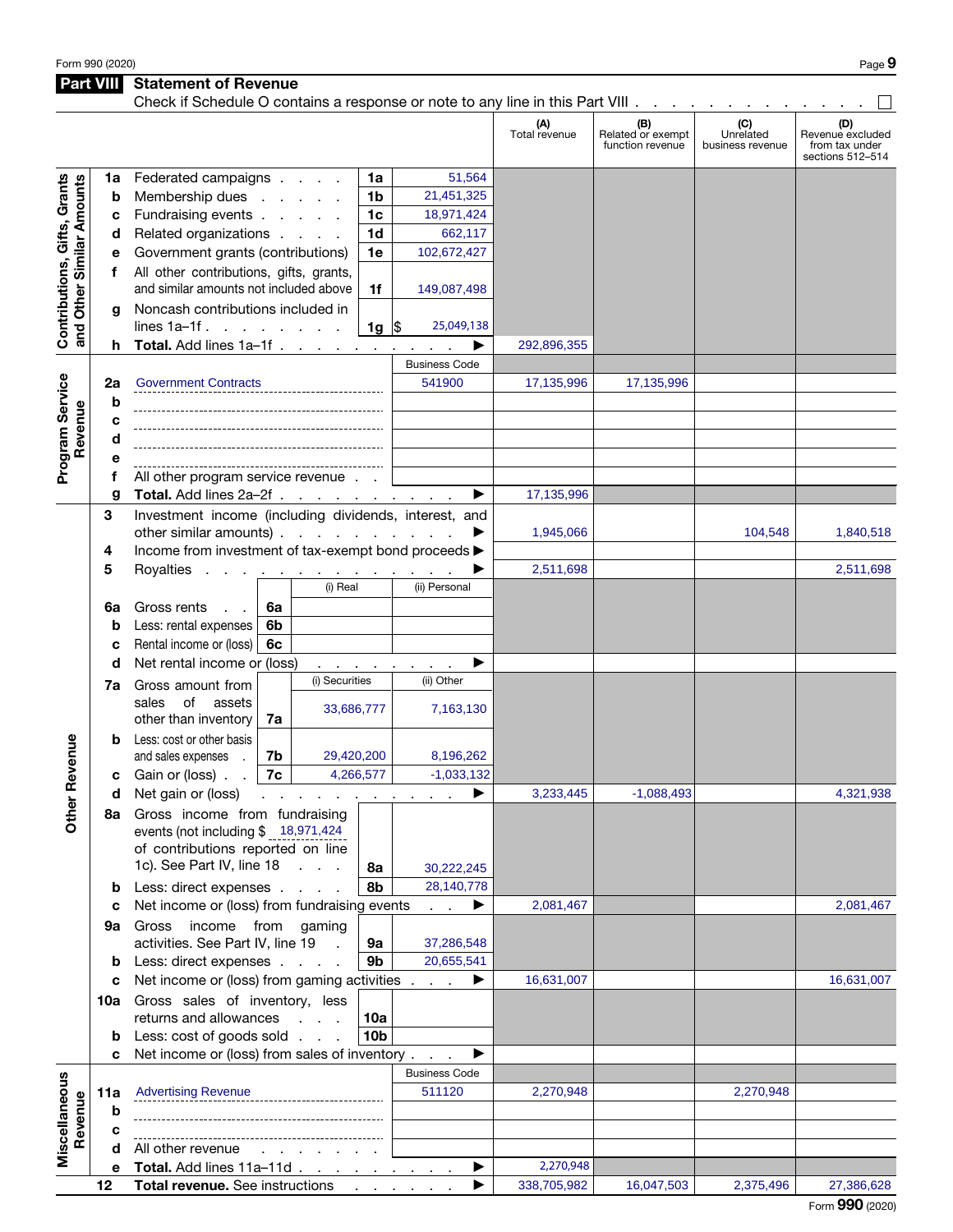## Part VIII Statement of Revenue

Check if Schedule O contains a response or note to any line in this Part VIII . . . . . . . . . . . . . . ☐

| Section | Line | Description | | | (A) Total revenue | (B) Related or exempt function revenue | (C) Unrelated business revenue | (D) Revenue excluded from tax under sections 512–514 |
|---|---|---|---|---|---|---|---|---|
| Contributions, Gifts, Grants and Other Similar Amounts | 1a | Federated campaigns | 1a | 51,564 | | | | |
| | b | Membership dues | 1b | 21,451,325 | | | | |
| | c | Fundraising events | 1c | 18,971,424 | | | | |
| | d | Related organizations | 1d | 662,117 | | | | |
| | e | Government grants (contributions) | 1e | 102,672,427 | | | | |
| | f | All other contributions, gifts, grants, and similar amounts not included above | 1f | 149,087,498 | | | | |
| | g | Noncash contributions included in lines 1a–1f | 1g | $ 25,049,138 | | | | |
| | h | **Total.** Add lines 1a–1f ▶ | | | 292,896,355 | | | |
| Program Service Revenue | | | | Business Code | | | | |
| | 2a | Government Contracts | | 541900 | 17,135,996 | 17,135,996 | | |
| | b | | | | | | | |
| | c | | | | | | | |
| | d | | | | | | | |
| | e | | | | | | | |
| | f | All other program service revenue | | | | | | |
| | g | **Total.** Add lines 2a–2f ▶ | | | 17,135,996 | | | |
| Other Revenue | 3 | Investment income (including dividends, interest, and other similar amounts) ▶ | | | 1,945,066 | | 104,548 | 1,840,518 |
| | 4 | Income from investment of tax-exempt bond proceeds ▶ | | | | | | |
| | 5 | Royalties ▶ | | | 2,511,698 | | | 2,511,698 |
| | | | (i) Real | (ii) Personal | | | | |
| | 6a | Gross rents 6a | | | | | | |
| | b | Less: rental expenses 6b | | | | | | |
| | c | Rental income or (loss) 6c | | | | | | |
| | d | Net rental income or (loss) ▶ | | | | | | |
| | | | (i) Securities | (ii) Other | | | | |
| | 7a | Gross amount from sales of assets other than inventory 7a | 33,686,777 | 7,163,130 | | | | |
| | b | Less: cost or other basis and sales expenses 7b | 29,420,200 | 8,196,262 | | | | |
| | c | Gain or (loss) 7c | 4,266,577 | -1,033,132 | | | | |
| | d | Net gain or (loss) ▶ | | | 3,233,445 | -1,088,493 | | 4,321,938 |
| | 8a | Gross income from fundraising events (not including $ 18,971,424 of contributions reported on line 1c). See Part IV, line 18 | 8a | 30,222,245 | | | | |
| | b | Less: direct expenses | 8b | 28,140,778 | | | | |
| | c | Net income or (loss) from fundraising events ▶ | | | 2,081,467 | | | 2,081,467 |
| | 9a | Gross income from gaming activities. See Part IV, line 19 | 9a | 37,286,548 | | | | |
| | b | Less: direct expenses | 9b | 20,655,541 | | | | |
| | c | Net income or (loss) from gaming activities ▶ | | | 16,631,007 | | | 16,631,007 |
| | 10a | Gross sales of inventory, less returns and allowances | 10a | | | | | |
| | b | Less: cost of goods sold | 10b | | | | | |
| | c | Net income or (loss) from sales of inventory ▶ | | | | | | |
| Miscellaneous Revenue | | | | Business Code | | | | |
| | 11a | Advertising Revenue | | 511120 | 2,270,948 | | 2,270,948 | |
| | b | | | | | | | |
| | c | | | | | | | |
| | d | All other revenue | | | | | | |
| | e | **Total.** Add lines 11a–11d ▶ | | | 2,270,948 | | | |
| | 12 | **Total revenue.** See instructions ▶ | | | 338,705,982 | 16,047,503 | 2,375,496 | 27,386,628 |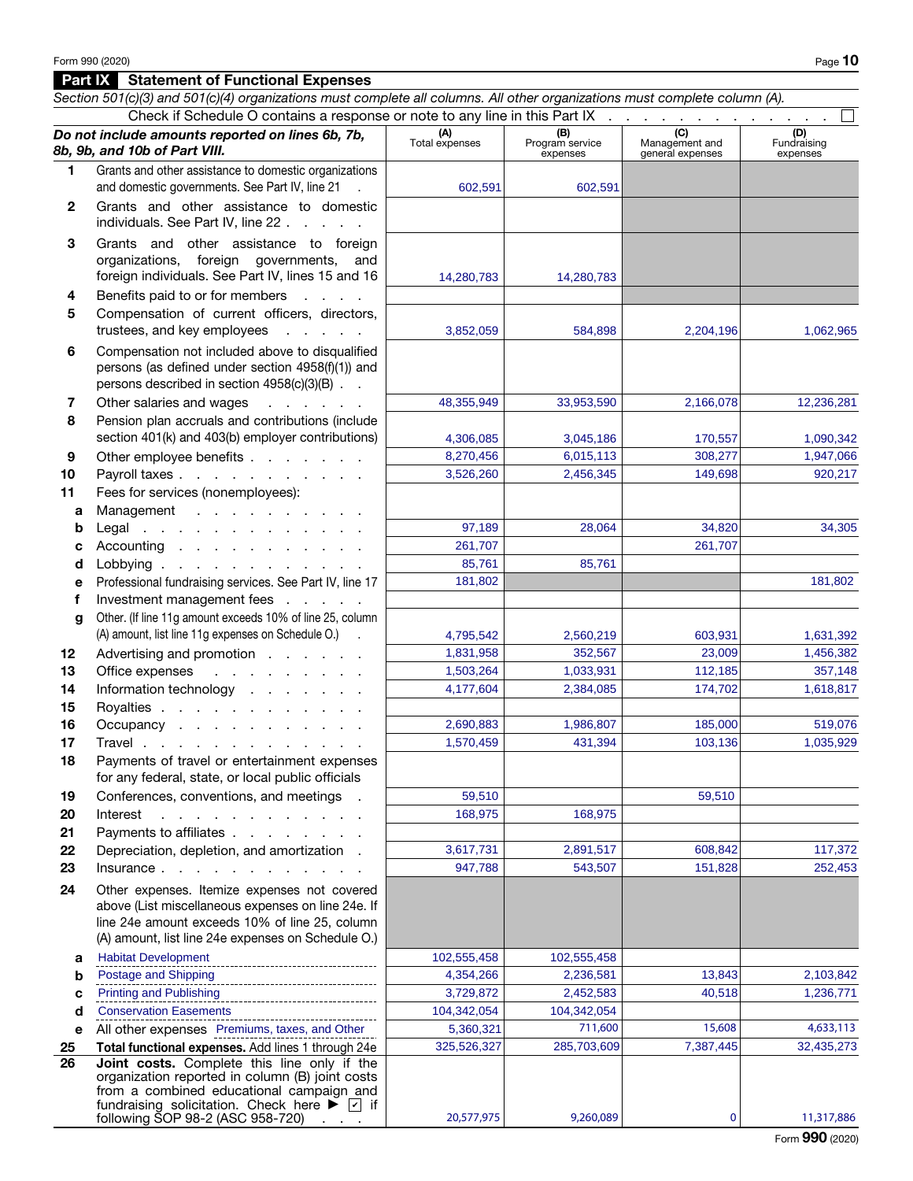## Part IX Statement of Functional Expenses

*Section 501(c)(3) and 501(c)(4) organizations must complete all columns. All other organizations must complete column (A).*

Check if Schedule O contains a response or note to any line in this Part IX . . . . . . . . . . . . . . ☐

| | ***Do not include amounts reported on lines 6b, 7b, 8b, 9b, and 10b of Part VIII.*** | (A) Total expenses | (B) Program service expenses | (C) Management and general expenses | (D) Fundraising expenses |
|---|---|---|---|---|---|
| 1 | Grants and other assistance to domestic organizations and domestic governments. See Part IV, line 21 | 602,591 | 602,591 | | |
| 2 | Grants and other assistance to domestic individuals. See Part IV, line 22 | | | | |
| 3 | Grants and other assistance to foreign organizations, foreign governments, and foreign individuals. See Part IV, lines 15 and 16 | 14,280,783 | 14,280,783 | | |
| 4 | Benefits paid to or for members | | | | |
| 5 | Compensation of current officers, directors, trustees, and key employees | 3,852,059 | 584,898 | 2,204,196 | 1,062,965 |
| 6 | Compensation not included above to disqualified persons (as defined under section 4958(f)(1)) and persons described in section 4958(c)(3)(B) | | | | |
| 7 | Other salaries and wages | 48,355,949 | 33,953,590 | 2,166,078 | 12,236,281 |
| 8 | Pension plan accruals and contributions (include section 401(k) and 403(b) employer contributions) | 4,306,085 | 3,045,186 | 170,557 | 1,090,342 |
| 9 | Other employee benefits | 8,270,456 | 6,015,113 | 308,277 | 1,947,066 |
| 10 | Payroll taxes | 3,526,260 | 2,456,345 | 149,698 | 920,217 |
| 11 | Fees for services (nonemployees): | | | | |
| a | Management | | | | |
| b | Legal | 97,189 | 28,064 | 34,820 | 34,305 |
| c | Accounting | 261,707 | | 261,707 | |
| d | Lobbying | 85,761 | 85,761 | | |
| e | Professional fundraising services. See Part IV, line 17 | 181,802 | | | 181,802 |
| f | Investment management fees | | | | |
| g | Other. (If line 11g amount exceeds 10% of line 25, column (A) amount, list line 11g expenses on Schedule O.) | 4,795,542 | 2,560,219 | 603,931 | 1,631,392 |
| 12 | Advertising and promotion | 1,831,958 | 352,567 | 23,009 | 1,456,382 |
| 13 | Office expenses | 1,503,264 | 1,033,931 | 112,185 | 357,148 |
| 14 | Information technology | 4,177,604 | 2,384,085 | 174,702 | 1,618,817 |
| 15 | Royalties | | | | |
| 16 | Occupancy | 2,690,883 | 1,986,807 | 185,000 | 519,076 |
| 17 | Travel | 1,570,459 | 431,394 | 103,136 | 1,035,929 |
| 18 | Payments of travel or entertainment expenses for any federal, state, or local public officials | | | | |
| 19 | Conferences, conventions, and meetings | 59,510 | | 59,510 | |
| 20 | Interest | 168,975 | 168,975 | | |
| 21 | Payments to affiliates | | | | |
| 22 | Depreciation, depletion, and amortization | 3,617,731 | 2,891,517 | 608,842 | 117,372 |
| 23 | Insurance | 947,788 | 543,507 | 151,828 | 252,453 |
| 24 | Other expenses. Itemize expenses not covered above (List miscellaneous expenses on line 24e. If line 24e amount exceeds 10% of line 25, column (A) amount, list line 24e expenses on Schedule O.) | | | | |
| a | Habitat Development | 102,555,458 | 102,555,458 | | |
| b | Postage and Shipping | 4,354,266 | 2,236,581 | 13,843 | 2,103,842 |
| c | Printing and Publishing | 3,729,872 | 2,452,583 | 40,518 | 1,236,771 |
| d | Conservation Easements | 104,342,054 | 104,342,054 | | |
| e | All other expenses Premiums, taxes, and Other | 5,360,321 | 711,600 | 15,608 | 4,633,113 |
| 25 | **Total functional expenses.** Add lines 1 through 24e | 325,526,327 | 285,703,609 | 7,387,445 | 32,435,273 |
| 26 | **Joint costs.** Complete this line only if the organization reported in column (B) joint costs from a combined educational campaign and fundraising solicitation. Check here ▶ ☑ if following SOP 98-2 (ASC 958-720) | 20,577,975 | 9,260,089 | 0 | 11,317,886 |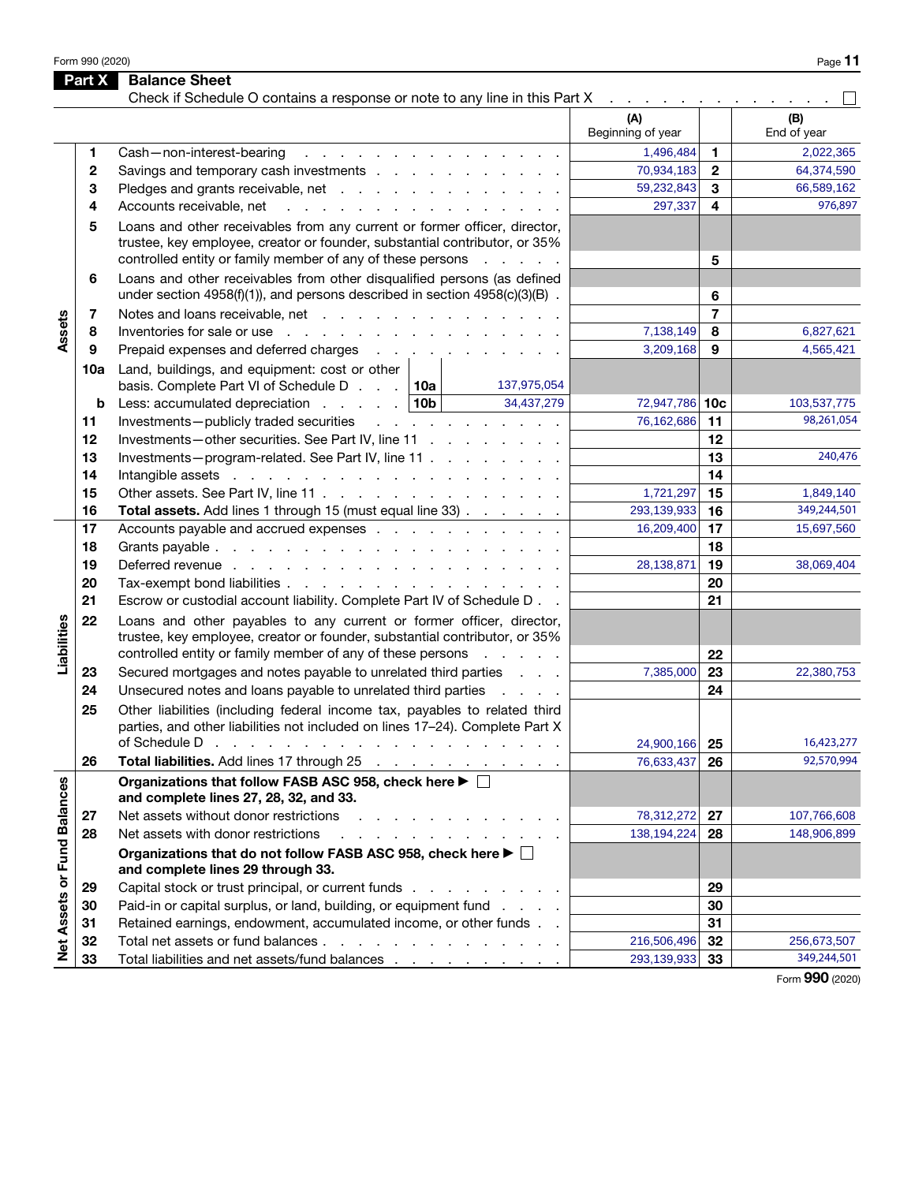## Part X Balance Sheet

Check if Schedule O contains a response or note to any line in this Part X . . . . . . . . . . . . . . ☐

| | | | | (A) Beginning of year | | (B) End of year |
|---|---|---|---|---|---|---|
| **Assets** | 1 | Cash—non-interest-bearing | | 1,496,484 | 1 | 2,022,365 |
| | 2 | Savings and temporary cash investments | | 70,934,183 | 2 | 64,374,590 |
| | 3 | Pledges and grants receivable, net | | 59,232,843 | 3 | 66,589,162 |
| | 4 | Accounts receivable, net | | 297,337 | 4 | 976,897 |
| | 5 | Loans and other receivables from any current or former officer, director, trustee, key employee, creator or founder, substantial contributor, or 35% controlled entity or family member of any of these persons | | | 5 | |
| | 6 | Loans and other receivables from other disqualified persons (as defined under section 4958(f)(1)), and persons described in section 4958(c)(3)(B) | | | 6 | |
| | 7 | Notes and loans receivable, net | | | 7 | |
| | 8 | Inventories for sale or use | | 7,138,149 | 8 | 6,827,621 |
| | 9 | Prepaid expenses and deferred charges | | 3,209,168 | 9 | 4,565,421 |
| | 10a | Land, buildings, and equipment: cost or other basis. Complete Part VI of Schedule D | 10a 137,975,054 | | | |
| | b | Less: accumulated depreciation | 10b 34,437,279 | 72,947,786 | 10c | 103,537,775 |
| | 11 | Investments—publicly traded securities | | 76,162,686 | 11 | 98,261,054 |
| | 12 | Investments—other securities. See Part IV, line 11 | | | 12 | |
| | 13 | Investments—program-related. See Part IV, line 11 | | | 13 | 240,476 |
| | 14 | Intangible assets | | | 14 | |
| | 15 | Other assets. See Part IV, line 11 | | 1,721,297 | 15 | 1,849,140 |
| | 16 | **Total assets.** Add lines 1 through 15 (must equal line 33) | | 293,139,933 | 16 | 349,244,501 |
| **Liabilities** | 17 | Accounts payable and accrued expenses | | 16,209,400 | 17 | 15,697,560 |
| | 18 | Grants payable | | | 18 | |
| | 19 | Deferred revenue | | 28,138,871 | 19 | 38,069,404 |
| | 20 | Tax-exempt bond liabilities | | | 20 | |
| | 21 | Escrow or custodial account liability. Complete Part IV of Schedule D | | | 21 | |
| | 22 | Loans and other payables to any current or former officer, director, trustee, key employee, creator or founder, substantial contributor, or 35% controlled entity or family member of any of these persons | | | 22 | |
| | 23 | Secured mortgages and notes payable to unrelated third parties | | 7,385,000 | 23 | 22,380,753 |
| | 24 | Unsecured notes and loans payable to unrelated third parties | | | 24 | |
| | 25 | Other liabilities (including federal income tax, payables to related third parties, and other liabilities not included on lines 17–24). Complete Part X of Schedule D | | 24,900,166 | 25 | 16,423,277 |
| | 26 | **Total liabilities.** Add lines 17 through 25 | | 76,633,437 | 26 | 92,570,994 |
| **Net Assets or Fund Balances** | | **Organizations that follow FASB ASC 958, check here ▶ ☐ and complete lines 27, 28, 32, and 33.** | | | | |
| | 27 | Net assets without donor restrictions | | 78,312,272 | 27 | 107,766,608 |
| | 28 | Net assets with donor restrictions | | 138,194,224 | 28 | 148,906,899 |
| | | **Organizations that do not follow FASB ASC 958, check here ▶ ☐ and complete lines 29 through 33.** | | | | |
| | 29 | Capital stock or trust principal, or current funds | | | 29 | |
| | 30 | Paid-in or capital surplus, or land, building, or equipment fund | | | 30 | |
| | 31 | Retained earnings, endowment, accumulated income, or other funds | | | 31 | |
| | 32 | Total net assets or fund balances | | 216,506,496 | 32 | 256,673,507 |
| | 33 | Total liabilities and net assets/fund balances | | 293,139,933 | 33 | 349,244,501 |

Form **990** (2020)